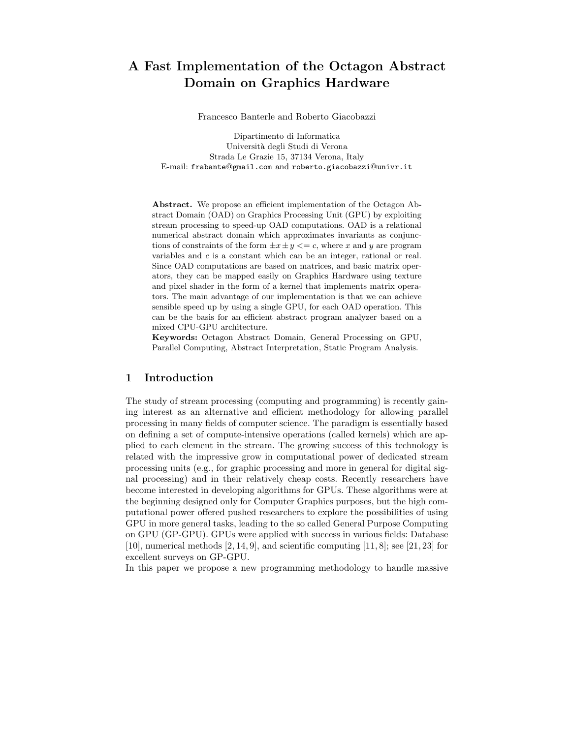# A Fast Implementation of the Octagon Abstract Domain on Graphics Hardware

Francesco Banterle and Roberto Giacobazzi

Dipartimento di Informatica
Università degli Studi di Verona
Strada Le Grazie 15, 37134 Verona, Italy
E-mail: `frabante@gmail.com` and `roberto.giacobazzi@univr.it`

**Abstract.** We propose an efficient implementation of the Octagon Abstract Domain (OAD) on Graphics Processing Unit (GPU) by exploiting stream processing to speed-up OAD computations. OAD is a relational numerical abstract domain which approximates invariants as conjunctions of constraints of the form $\pm x \pm y <= c$, where $x$ and $y$ are program variables and $c$ is a constant which can be an integer, rational or real. Since OAD computations are based on matrices, and basic matrix operators, they can be mapped easily on Graphics Hardware using texture and pixel shader in the form of a kernel that implements matrix operators. The main advantage of our implementation is that we can achieve sensible speed up by using a single GPU, for each OAD operation. This can be the basis for an efficient abstract program analyzer based on a mixed CPU-GPU architecture.

**Keywords:** Octagon Abstract Domain, General Processing on GPU, Parallel Computing, Abstract Interpretation, Static Program Analysis.

## 1 Introduction

The study of stream processing (computing and programming) is recently gaining interest as an alternative and efficient methodology for allowing parallel processing in many fields of computer science. The paradigm is essentially based on defining a set of compute-intensive operations (called kernels) which are applied to each element in the stream. The growing success of this technology is related with the impressive grow in computational power of dedicated stream processing units (e.g., for graphic processing and more in general for digital signal processing) and in their relatively cheap costs. Recently researchers have become interested in developing algorithms for GPUs. These algorithms were at the beginning designed only for Computer Graphics purposes, but the high computational power offered pushed researchers to explore the possibilities of using GPU in more general tasks, leading to the so called General Purpose Computing on GPU (GP-GPU). GPUs were applied with success in various fields: Database [10], numerical methods [2, 14, 9], and scientific computing [11, 8]; see [21, 23] for excellent surveys on GP-GPU.

In this paper we propose a new programming methodology to handle massive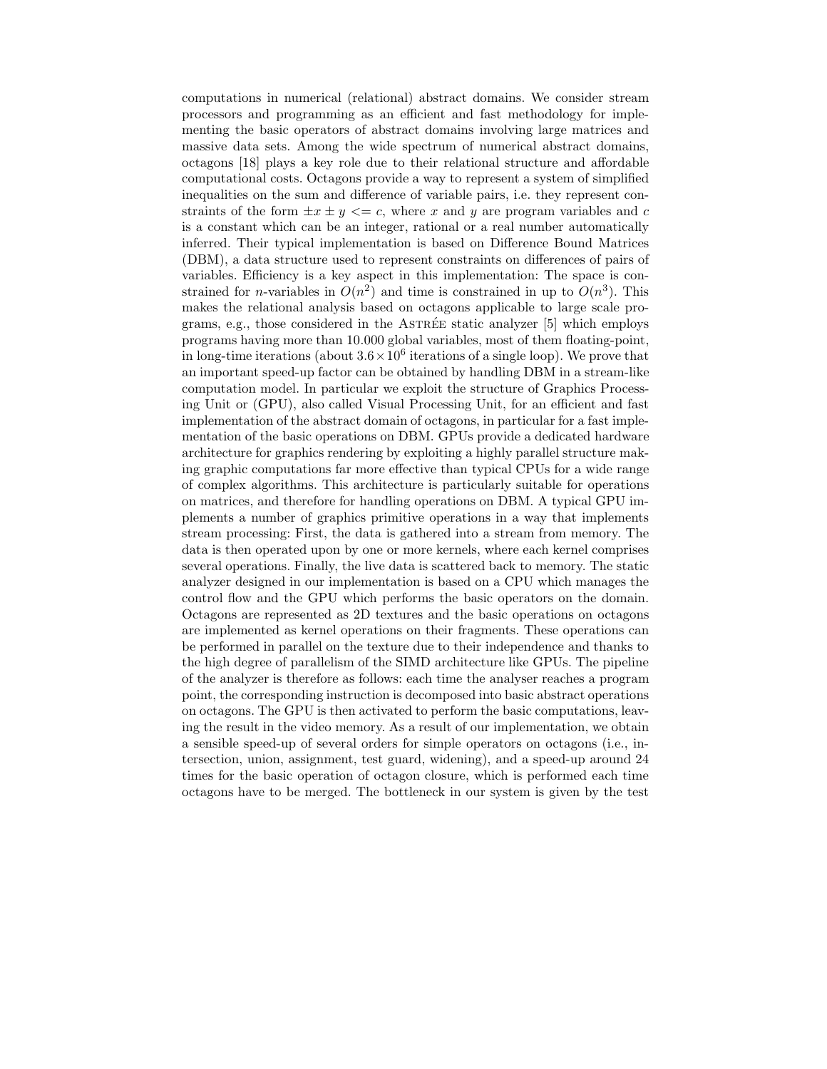computations in numerical (relational) abstract domains. We consider stream processors and programming as an efficient and fast methodology for implementing the basic operators of abstract domains involving large matrices and massive data sets. Among the wide spectrum of numerical abstract domains, octagons [18] plays a key role due to their relational structure and affordable computational costs. Octagons provide a way to represent a system of simplified inequalities on the sum and difference of variable pairs, i.e. they represent constraints of the form $\pm x \pm y <= c$, where $x$ and $y$ are program variables and $c$ is a constant which can be an integer, rational or a real number automatically inferred. Their typical implementation is based on Difference Bound Matrices (DBM), a data structure used to represent constraints on differences of pairs of variables. Efficiency is a key aspect in this implementation: The space is constrained for $n$-variables in $O(n^2)$ and time is constrained in up to $O(n^3)$. This makes the relational analysis based on octagons applicable to large scale programs, e.g., those considered in the Astrée static analyzer [5] which employs programs having more than 10.000 global variables, most of them floating-point, in long-time iterations (about $3.6 \times 10^6$ iterations of a single loop). We prove that an important speed-up factor can be obtained by handling DBM in a stream-like computation model. In particular we exploit the structure of Graphics Processing Unit or (GPU), also called Visual Processing Unit, for an efficient and fast implementation of the abstract domain of octagons, in particular for a fast implementation of the basic operations on DBM. GPUs provide a dedicated hardware architecture for graphics rendering by exploiting a highly parallel structure making graphic computations far more effective than typical CPUs for a wide range of complex algorithms. This architecture is particularly suitable for operations on matrices, and therefore for handling operations on DBM. A typical GPU implements a number of graphics primitive operations in a way that implements stream processing: First, the data is gathered into a stream from memory. The data is then operated upon by one or more kernels, where each kernel comprises several operations. Finally, the live data is scattered back to memory. The static analyzer designed in our implementation is based on a CPU which manages the control flow and the GPU which performs the basic operators on the domain. Octagons are represented as 2D textures and the basic operations on octagons are implemented as kernel operations on their fragments. These operations can be performed in parallel on the texture due to their independence and thanks to the high degree of parallelism of the SIMD architecture like GPUs. The pipeline of the analyzer is therefore as follows: each time the analyser reaches a program point, the corresponding instruction is decomposed into basic abstract operations on octagons. The GPU is then activated to perform the basic computations, leaving the result in the video memory. As a result of our implementation, we obtain a sensible speed-up of several orders for simple operators on octagons (i.e., intersection, union, assignment, test guard, widening), and a speed-up around 24 times for the basic operation of octagon closure, which is performed each time octagons have to be merged. The bottleneck in our system is given by the test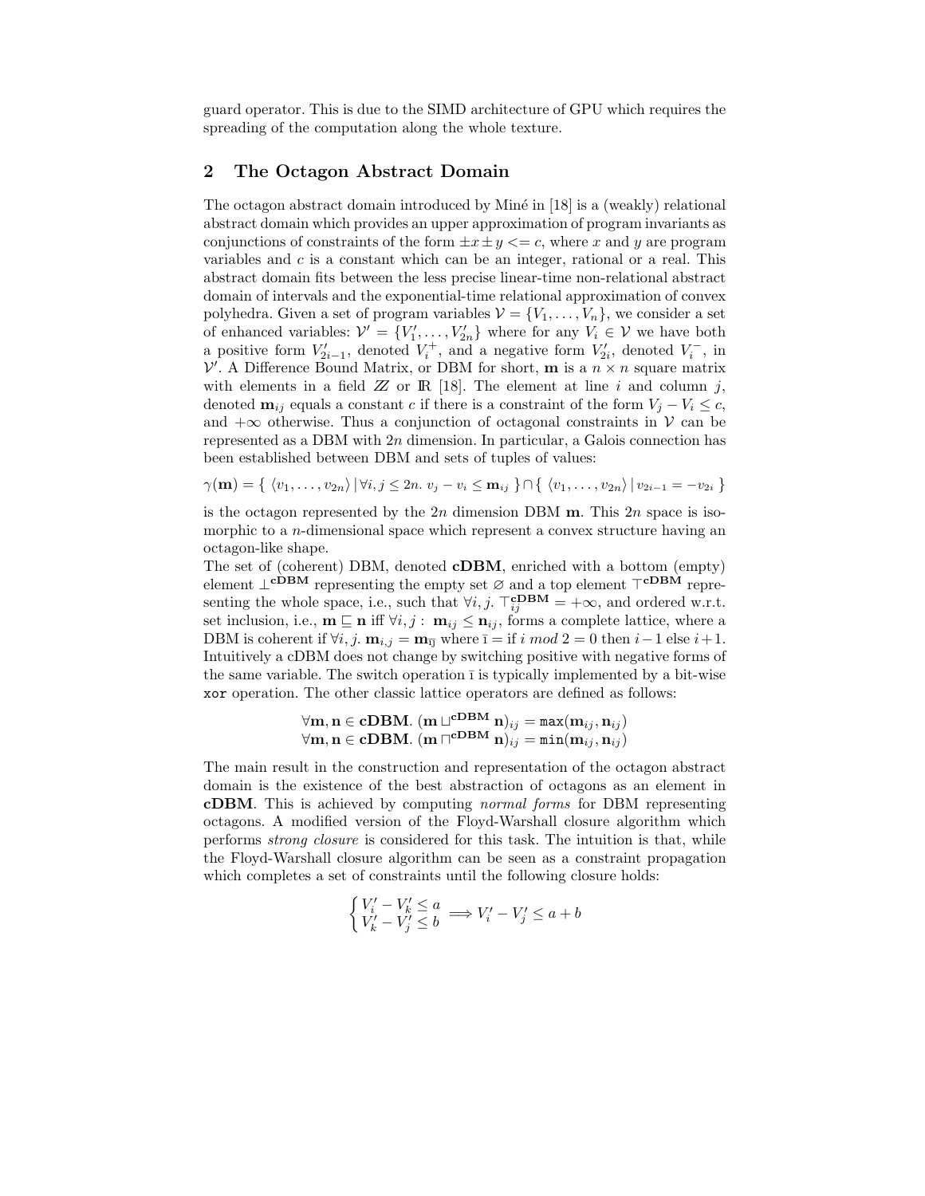guard operator. This is due to the SIMD architecture of GPU which requires the spreading of the computation along the whole texture.

## 2 The Octagon Abstract Domain

The octagon abstract domain introduced by Miné in [18] is a (weakly) relational abstract domain which provides an upper approximation of program invariants as conjunctions of constraints of the form $\pm x \pm y <= c$, where $x$ and $y$ are program variables and $c$ is a constant which can be an integer, rational or a real. This abstract domain fits between the less precise linear-time non-relational abstract domain of intervals and the exponential-time relational approximation of convex polyhedra. Given a set of program variables $\mathcal{V} = \{V_1, \ldots, V_n\}$, we consider a set of enhanced variables: $\mathcal{V}' = \{V'_1, \ldots, V'_{2n}\}$ where for any $V_i \in \mathcal{V}$ we have both a positive form $V'_{2i-1}$, denoted $V_i^+$, and a negative form $V'_{2i}$, denoted $V_i^-$, in $\mathcal{V}'$. A Difference Bound Matrix, or DBM for short, $\mathbf{m}$ is a $n \times n$ square matrix with elements in a field $\mathbb{Z}$ or $\mathbb{R}$ [18]. The element at line $i$ and column $j$, denoted $\mathbf{m}_{ij}$ equals a constant $c$ if there is a constraint of the form $V_j - V_i \leq c$, and $+\infty$ otherwise. Thus a conjunction of octagonal constraints in $\mathcal{V}$ can be represented as a DBM with $2n$ dimension. In particular, a Galois connection has been established between DBM and sets of tuples of values:

$$\gamma(\mathbf{m}) = \{ \langle v_1, \ldots, v_{2n} \rangle \mid \forall i, j \leq 2n.\ v_j - v_i \leq \mathbf{m}_{ij} \} \cap \{ \langle v_1, \ldots, v_{2n} \rangle \mid v_{2i-1} = -v_{2i} \}$$

is the octagon represented by the $2n$ dimension DBM $\mathbf{m}$. This $2n$ space is isomorphic to a $n$-dimensional space which represent a convex structure having an octagon-like shape.

The set of (coherent) DBM, denoted **cDBM**, enriched with a bottom (empty) element $\perp^{\mathbf{cDBM}}$ representing the empty set $\varnothing$ and a top element $\top^{\mathbf{cDBM}}$ representing the whole space, i.e., such that $\forall i, j.\ \top^{\mathbf{cDBM}}_{ij} = +\infty$, and ordered w.r.t. set inclusion, i.e., $\mathbf{m} \sqsubseteq \mathbf{n}$ iff $\forall i, j:\ \mathbf{m}_{ij} \leq \mathbf{n}_{ij}$, forms a complete lattice, where a DBM is coherent if $\forall i, j.\ \mathbf{m}_{i,j} = \mathbf{m}_{\bar{\imath}\bar{\jmath}}$ where $\bar{\imath} =$ if $i \bmod 2 = 0$ then $i-1$ else $i+1$. Intuitively a cDBM does not change by switching positive with negative forms of the same variable. The switch operation $\bar{\imath}$ is typically implemented by a bit-wise `xor` operation. The other classic lattice operators are defined as follows:

$$\forall \mathbf{m}, \mathbf{n} \in \mathbf{cDBM}.\ (\mathbf{m} \sqcup^{\mathbf{cDBM}} \mathbf{n})_{ij} = \mathtt{max}(\mathbf{m}_{ij}, \mathbf{n}_{ij})$$
$$\forall \mathbf{m}, \mathbf{n} \in \mathbf{cDBM}.\ (\mathbf{m} \sqcap^{\mathbf{cDBM}} \mathbf{n})_{ij} = \mathtt{min}(\mathbf{m}_{ij}, \mathbf{n}_{ij})$$

The main result in the construction and representation of the octagon abstract domain is the existence of the best abstraction of octagons as an element in **cDBM**. This is achieved by computing *normal forms* for DBM representing octagons. A modified version of the Floyd-Warshall closure algorithm which performs *strong closure* is considered for this task. The intuition is that, while the Floyd-Warshall closure algorithm can be seen as a constraint propagation which completes a set of constraints until the following closure holds:

$$\begin{cases} V'_i - V'_k \leq a \\ V'_k - V'_j \leq b \end{cases} \Longrightarrow V'_i - V'_j \leq a + b$$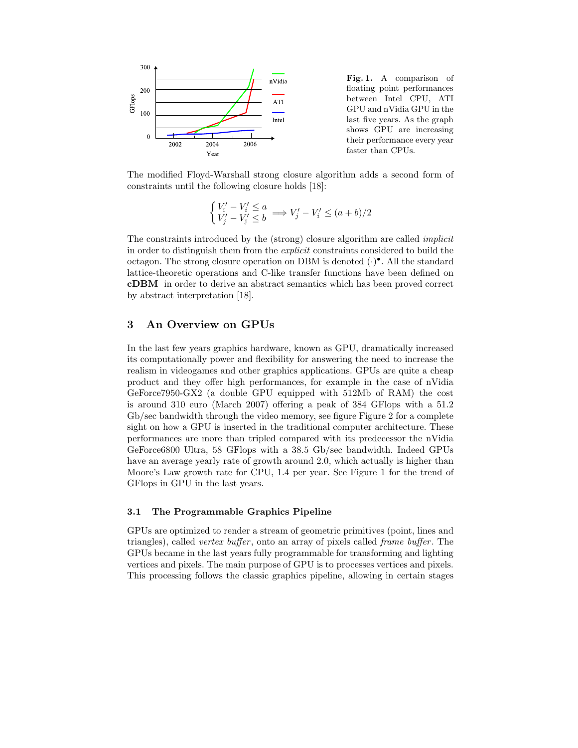**Fig. 1.** A comparison of floating point performances between Intel CPU, ATI GPU and nVidia GPU in the last five years. As the graph shows GPU are increasing their performance every year faster than CPUs.

The modified Floyd-Warshall strong closure algorithm adds a second form of constraints until the following closure holds [18]:

$$\begin{cases} V_{\bar{i}}' - V_i' \leq a \\ V_j' - V_{\bar{j}}' \leq b \end{cases} \Longrightarrow V_j' - V_i' \leq (a+b)/2$$

The constraints introduced by the (strong) closure algorithm are called *implicit* in order to distinguish them from the *explicit* constraints considered to build the octagon. The strong closure operation on DBM is denoted $(\cdot)^{\bullet}$. All the standard lattice-theoretic operations and C-like transfer functions have been defined on **cDBM** in order to derive an abstract semantics which has been proved correct by abstract interpretation [18].

## 3 An Overview on GPUs

In the last few years graphics hardware, known as GPU, dramatically increased its computationally power and flexibility for answering the need to increase the realism in videogames and other graphics applications. GPUs are quite a cheap product and they offer high performances, for example in the case of nVidia GeForce7950-GX2 (a double GPU equipped with 512Mb of RAM) the cost is around 310 euro (March 2007) offering a peak of 384 GFlops with a 51.2 Gb/sec bandwidth through the video memory, see figure Figure 2 for a complete sight on how a GPU is inserted in the traditional computer architecture. These performances are more than tripled compared with its predecessor the nVidia GeForce6800 Ultra, 58 GFlops with a 38.5 Gb/sec bandwidth. Indeed GPUs have an average yearly rate of growth around 2.0, which actually is higher than Moore's Law growth rate for CPU, 1.4 per year. See Figure 1 for the trend of GFlops in GPU in the last years.

### 3.1 The Programmable Graphics Pipeline

GPUs are optimized to render a stream of geometric primitives (point, lines and triangles), called *vertex buffer*, onto an array of pixels called *frame buffer*. The GPUs became in the last years fully programmable for transforming and lighting vertices and pixels. The main purpose of GPU is to processes vertices and pixels. This processing follows the classic graphics pipeline, allowing in certain stages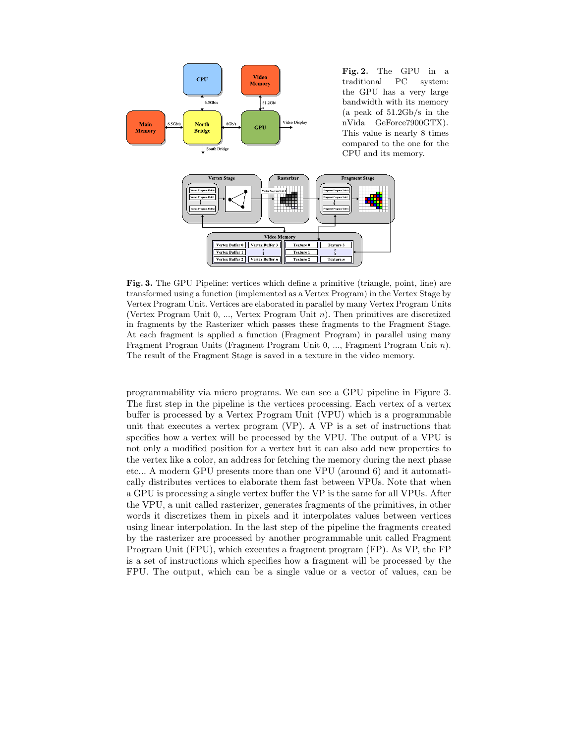**Fig. 2.** The GPU in a traditional PC system: the GPU has a very large bandwidth with its memory (a peak of 51.2Gb/s in the nVida GeForce7900GTX). This value is nearly 8 times compared to the one for the CPU and its memory.

**Fig. 3.** The GPU Pipeline: vertices which define a primitive (triangle, point, line) are transformed using a function (implemented as a Vertex Program) in the Vertex Stage by Vertex Program Unit. Vertices are elaborated in parallel by many Vertex Program Units (Vertex Program Unit 0, ..., Vertex Program Unit $n$). Then primitives are discretized in fragments by the Rasterizer which passes these fragments to the Fragment Stage. At each fragment is applied a function (Fragment Program) in parallel using many Fragment Program Units (Fragment Program Unit 0, ..., Fragment Program Unit $n$). The result of the Fragment Stage is saved in a texture in the video memory.

programmability via micro programs. We can see a GPU pipeline in Figure 3. The first step in the pipeline is the vertices processing. Each vertex of a vertex buffer is processed by a Vertex Program Unit (VPU) which is a programmable unit that executes a vertex program (VP). A VP is a set of instructions that specifies how a vertex will be processed by the VPU. The output of a VPU is not only a modified position for a vertex but it can also add new properties to the vertex like a color, an address for fetching the memory during the next phase etc... A modern GPU presents more than one VPU (around 6) and it automatically distributes vertices to elaborate them fast between VPUs. Note that when a GPU is processing a single vertex buffer the VP is the same for all VPUs. After the VPU, a unit called rasterizer, generates fragments of the primitives, in other words it discretizes them in pixels and it interpolates values between vertices using linear interpolation. In the last step of the pipeline the fragments created by the rasterizer are processed by another programmable unit called Fragment Program Unit (FPU), which executes a fragment program (FP). As VP, the FP is a set of instructions which specifies how a fragment will be processed by the FPU. The output, which can be a single value or a vector of values, can be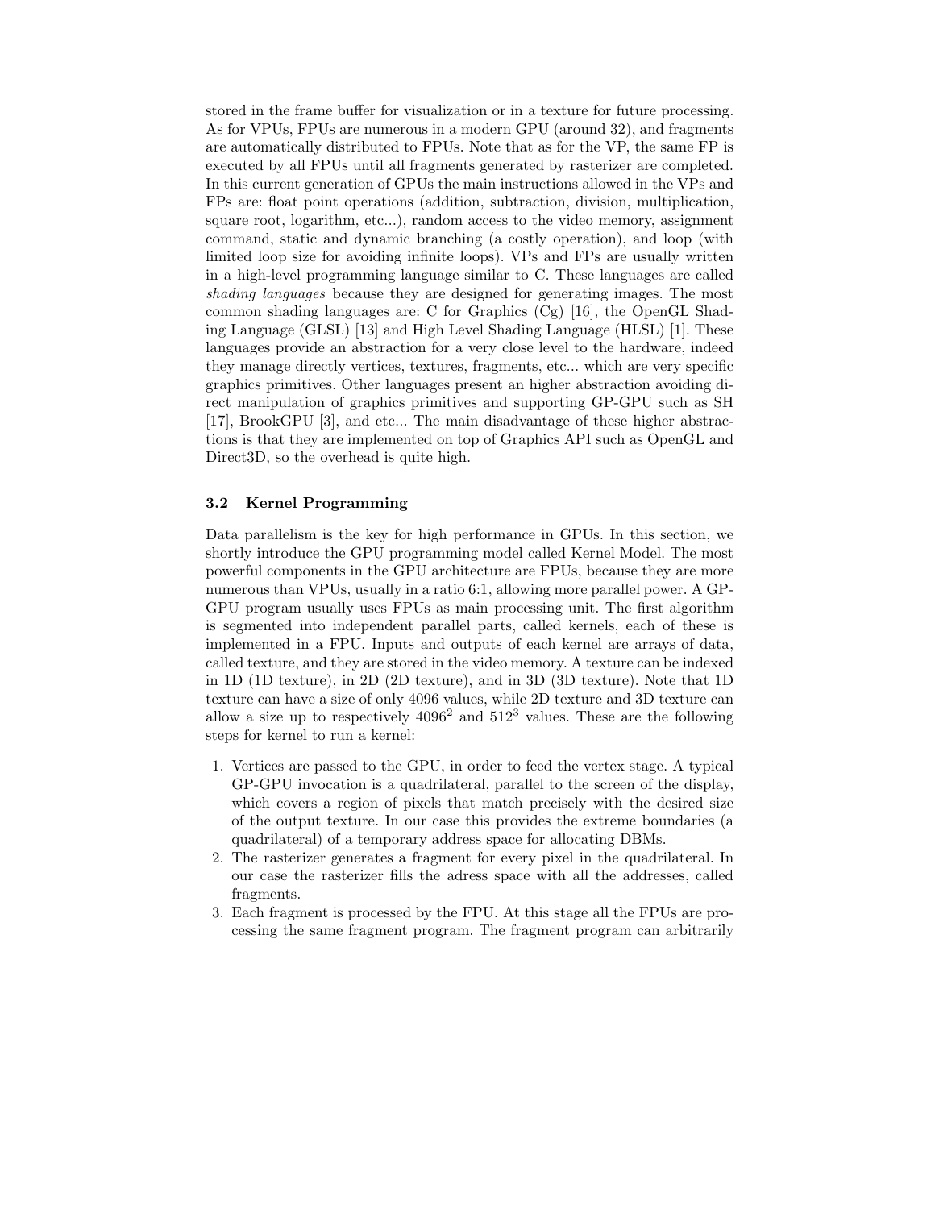stored in the frame buffer for visualization or in a texture for future processing. As for VPUs, FPUs are numerous in a modern GPU (around 32), and fragments are automatically distributed to FPUs. Note that as for the VP, the same FP is executed by all FPUs until all fragments generated by rasterizer are completed. In this current generation of GPUs the main instructions allowed in the VPs and FPs are: float point operations (addition, subtraction, division, multiplication, square root, logarithm, etc...), random access to the video memory, assignment command, static and dynamic branching (a costly operation), and loop (with limited loop size for avoiding infinite loops). VPs and FPs are usually written in a high-level programming language similar to C. These languages are called *shading languages* because they are designed for generating images. The most common shading languages are: C for Graphics (Cg) [16], the OpenGL Shading Language (GLSL) [13] and High Level Shading Language (HLSL) [1]. These languages provide an abstraction for a very close level to the hardware, indeed they manage directly vertices, textures, fragments, etc... which are very specific graphics primitives. Other languages present an higher abstraction avoiding direct manipulation of graphics primitives and supporting GP-GPU such as SH [17], BrookGPU [3], and etc... The main disadvantage of these higher abstractions is that they are implemented on top of Graphics API such as OpenGL and Direct3D, so the overhead is quite high.

### 3.2 Kernel Programming

Data parallelism is the key for high performance in GPUs. In this section, we shortly introduce the GPU programming model called Kernel Model. The most powerful components in the GPU architecture are FPUs, because they are more numerous than VPUs, usually in a ratio 6:1, allowing more parallel power. A GP-GPU program usually uses FPUs as main processing unit. The first algorithm is segmented into independent parallel parts, called kernels, each of these is implemented in a FPU. Inputs and outputs of each kernel are arrays of data, called texture, and they are stored in the video memory. A texture can be indexed in 1D (1D texture), in 2D (2D texture), and in 3D (3D texture). Note that 1D texture can have a size of only 4096 values, while 2D texture and 3D texture can allow a size up to respectively $4096^2$ and $512^3$ values. These are the following steps for kernel to run a kernel:

1. Vertices are passed to the GPU, in order to feed the vertex stage. A typical GP-GPU invocation is a quadrilateral, parallel to the screen of the display, which covers a region of pixels that match precisely with the desired size of the output texture. In our case this provides the extreme boundaries (a quadrilateral) of a temporary address space for allocating DBMs.
2. The rasterizer generates a fragment for every pixel in the quadrilateral. In our case the rasterizer fills the adress space with all the addresses, called fragments.
3. Each fragment is processed by the FPU. At this stage all the FPUs are processing the same fragment program. The fragment program can arbitrarily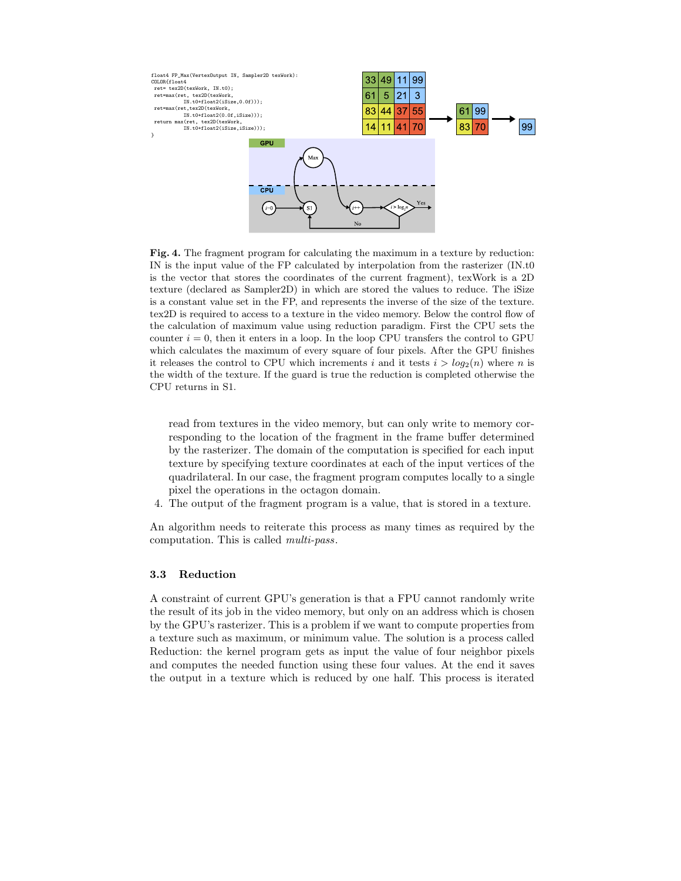```
float4 FP_Max(VertexOutput IN, Sampler2D texWork):
COLOR{float4
 ret= tex2D(texWork, IN.t0);
 ret=max(ret, tex2D(texWork,
          IN.t0+float2(iSize,0.0f)));
 ret=max(ret,tex2D(texWork,
          IN.t0+float2(0.0f,iSize)));
 return max(ret, tex2D(texWork,
          IN.t0+float2(iSize,iSize)));
}
```

**Fig. 4.** The fragment program for calculating the maximum in a texture by reduction: IN is the input value of the FP calculated by interpolation from the rasterizer (IN.t0 is the vector that stores the coordinates of the current fragment), texWork is a 2D texture (declared as Sampler2D) in which are stored the values to reduce. The iSize is a constant value set in the FP, and represents the inverse of the size of the texture. tex2D is required to access to a texture in the video memory. Below the control flow of the calculation of maximum value using reduction paradigm. First the CPU sets the counter $i = 0$, then it enters in a loop. In the loop CPU transfers the control to GPU which calculates the maximum of every square of four pixels. After the GPU finishes it releases the control to CPU which increments $i$ and it tests $i > log_2(n)$ where $n$ is the width of the texture. If the guard is true the reduction is completed otherwise the CPU returns in S1.

read from textures in the video memory, but can only write to memory corresponding to the location of the fragment in the frame buffer determined by the rasterizer. The domain of the computation is specified for each input texture by specifying texture coordinates at each of the input vertices of the quadrilateral. In our case, the fragment program computes locally to a single pixel the operations in the octagon domain.

4. The output of the fragment program is a value, that is stored in a texture.

An algorithm needs to reiterate this process as many times as required by the computation. This is called *multi-pass*.

### 3.3 Reduction

A constraint of current GPU's generation is that a FPU cannot randomly write the result of its job in the video memory, but only on an address which is chosen by the GPU's rasterizer. This is a problem if we want to compute properties from a texture such as maximum, or minimum value. The solution is a process called Reduction: the kernel program gets as input the value of four neighbor pixels and computes the needed function using these four values. At the end it saves the output in a texture which is reduced by one half. This process is iterated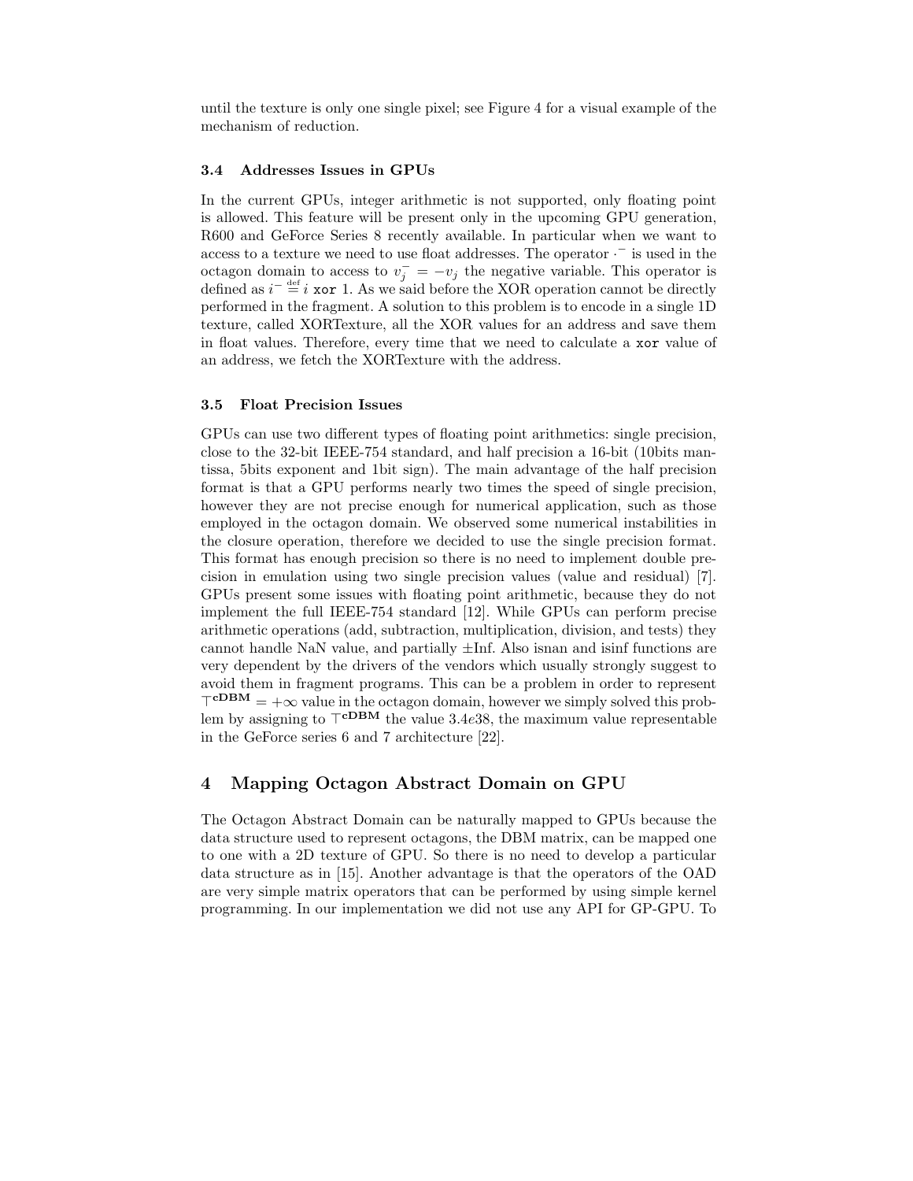until the texture is only one single pixel; see Figure 4 for a visual example of the mechanism of reduction.

### 3.4 Addresses Issues in GPUs

In the current GPUs, integer arithmetic is not supported, only floating point is allowed. This feature will be present only in the upcoming GPU generation, R600 and GeForce Series 8 recently available. In particular when we want to access to a texture we need to use float addresses. The operator $\cdot^{-}$ is used in the octagon domain to access to $v_j^{-} = -v_j$ the negative variable. This operator is defined as $i^{-} \stackrel{\text{def}}{=} i \texttt{ xor } 1$. As we said before the XOR operation cannot be directly performed in the fragment. A solution to this problem is to encode in a single 1D texture, called XORTexture, all the XOR values for an address and save them in float values. Therefore, every time that we need to calculate a `xor` value of an address, we fetch the XORTexture with the address.

### 3.5 Float Precision Issues

GPUs can use two different types of floating point arithmetics: single precision, close to the 32-bit IEEE-754 standard, and half precision a 16-bit (10bits mantissa, 5bits exponent and 1bit sign). The main advantage of the half precision format is that a GPU performs nearly two times the speed of single precision, however they are not precise enough for numerical application, such as those employed in the octagon domain. We observed some numerical instabilities in the closure operation, therefore we decided to use the single precision format. This format has enough precision so there is no need to implement double precision in emulation using two single precision values (value and residual) [7]. GPUs present some issues with floating point arithmetic, because they do not implement the full IEEE-754 standard [12]. While GPUs can perform precise arithmetic operations (add, subtraction, multiplication, division, and tests) they cannot handle NaN value, and partially ±Inf. Also isnan and isinf functions are very dependent by the drivers of the vendors which usually strongly suggest to avoid them in fragment programs. This can be a problem in order to represent $\top^{\mathbf{cDBM}} = +\infty$ value in the octagon domain, however we simply solved this problem by assigning to $\top^{\mathbf{cDBM}}$ the value $3.4e38$, the maximum value representable in the GeForce series 6 and 7 architecture [22].

## 4 Mapping Octagon Abstract Domain on GPU

The Octagon Abstract Domain can be naturally mapped to GPUs because the data structure used to represent octagons, the DBM matrix, can be mapped one to one with a 2D texture of GPU. So there is no need to develop a particular data structure as in [15]. Another advantage is that the operators of the OAD are very simple matrix operators that can be performed by using simple kernel programming. In our implementation we did not use any API for GP-GPU. To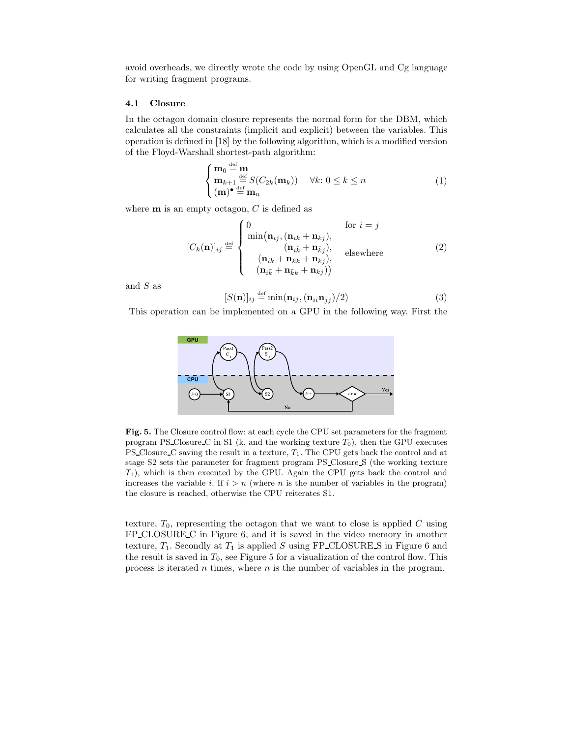avoid overheads, we directly wrote the code by using OpenGL and Cg language for writing fragment programs.

### 4.1 Closure

In the octagon domain closure represents the normal form for the DBM, which calculates all the constraints (implicit and explicit) between the variables. This operation is defined in [18] by the following algorithm, which is a modified version of the Floyd-Warshall shortest-path algorithm:

$$\begin{cases} \mathbf{m}_0 \stackrel{\text{def}}{=} \mathbf{m} \\ \mathbf{m}_{k+1} \stackrel{\text{def}}{=} S(C_{2k}(\mathbf{m}_k)) \quad \forall k\colon 0 \leq k \leq n \\ (\mathbf{m})^{\bullet} \stackrel{\text{def}}{=} \mathbf{m}_n \end{cases} \tag{1}$$

where $\mathbf{m}$ is an empty octagon, $C$ is defined as

$$[C_k(\mathbf{n})]_{ij} \stackrel{\text{def}}{=} \begin{cases} 0 & \text{for } i = j \\ \min\big(\mathbf{n}_{ij}, (\mathbf{n}_{ik} + \mathbf{n}_{kj}), \\ \qquad (\mathbf{n}_{i\bar{k}} + \mathbf{n}_{\bar{k}j}), & \text{elsewhere} \\ \qquad (\mathbf{n}_{ik} + \mathbf{n}_{k\bar{k}} + \mathbf{n}_{\bar{k}j}), \\ \qquad (\mathbf{n}_{i\bar{k}} + \mathbf{n}_{\bar{k}k} + \mathbf{n}_{kj})\big) \end{cases} \tag{2}$$

and $S$ as

$$[S(\mathbf{n})]_{ij} \stackrel{\text{def}}{=} \min(\mathbf{n}_{ij}, (\mathbf{n}_{i\bar{i}}\mathbf{n}_{\bar{j}j})/2) \tag{3}$$

This operation can be implemented on a GPU in the following way. First the

**Fig. 5.** The Closure control flow: at each cycle the CPU set parameters for the fragment program PS_Closure_C in S1 (k, and the working texture $T_0$), then the GPU executes PS_Closure_C saving the result in a texture, $T_1$. The CPU gets back the control and at stage S2 sets the parameter for fragment program PS_Closure_S (the working texture $T_1$), which is then executed by the GPU. Again the CPU gets back the control and increases the variable $i$. If $i > n$ (where $n$ is the number of variables in the program) the closure is reached, otherwise the CPU reiterates S1.

texture, $T_0$, representing the octagon that we want to close is applied $C$ using FP_CLOSURE_C in Figure 6, and it is saved in the video memory in another texture, $T_1$. Secondly at $T_1$ is applied $S$ using FP_CLOSURE_S in Figure 6 and the result is saved in $T_0$, see Figure 5 for a visualization of the control flow. This process is iterated $n$ times, where $n$ is the number of variables in the program.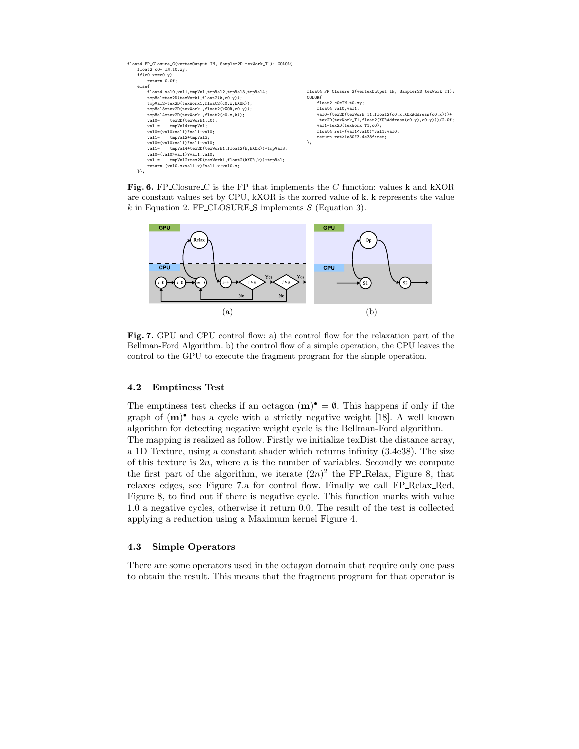```
float4 FP_Closure_C(vertexOutput IN, Sampler2D texWork_T1): COLOR{
    float2 c0= IN.t0.xy;
    if(c0.x==c0.y)
        return 0.0f;
    else{
        float4 val0,val1,tmpVal,tmpVal2,tmpVal3,tmpVal4;
        tmpVal1=tex2D(texWork1,float2(k,c0.y));
        tmpVal2=tex2D(texWork1,float2(c0.x,kXOR));
        tmpVal3=tex2D(texWork1,float2(kXOR,c0.y));
        tmpVal4=tex2D(texWork1,float2(c0.x,k));
        val0=    tex2D(texWork1,c0);
        val1=    tmpVal4+tmpVal;
        val0=(val0>val1)?val1:val0;
        val1=    tmpVal2+tmpVal3;
        val0=(val0>val1)?val1:val0;
        val1=    tmpVal4+tex2D(texWork1,float2(k,kXOR))+tmpVal3;
        val0=(val0>val1)?val1:val0;
        val1=    tmpVal2+tex2D(texWork1,float2(kXOR,k))+tmpVal;
        return (val0.x>val1.x)?val1.x:val0.x;
    }};
```

```
float4 FP_Closure_S(vertexOutput IN, Sampler2D texWork_T1):
COLOR{
    float2 c0=IN.t0.xy;
    float4 val0,val1;
    val0=(tex2D(texWork_T1,float2(c0.x,XORAddress(c0.x)))+
     tex2D(texWork_T1,float2(XORAddress(c0.y),c0.y)))/2.0f;
    val1=tex2D(texWork_T1,c0);
    float4 ret=(val1<val0)?val1:val0;
    return ret>1e30?3.4e38f:ret;
};
```

**Fig. 6.** FP_Closure_C is the FP that implements the $C$ function: values k and kXOR are constant values set by CPU, kXOR is the xorred value of k. k represents the value $k$ in Equation 2. FP_CLOSURE_S implements $S$ (Equation 3).

**Fig. 7.** GPU and CPU control flow: a) the control flow for the relaxation part of the Bellman-Ford Algorithm. b) the control flow of a simple operation, the CPU leaves the control to the GPU to execute the fragment program for the simple operation.

### 4.2 Emptiness Test

The emptiness test checks if an octagon $(\mathbf{m})^\bullet = \emptyset$. This happens if only if the graph of $(\mathbf{m})^\bullet$ has a cycle with a strictly negative weight [18]. A well known algorithm for detecting negative weight cycle is the Bellman-Ford algorithm.
The mapping is realized as follow. Firstly we initialize texDist the distance array, a 1D Texture, using a constant shader which returns infinity (3.4e38). The size of this texture is $2n$, where $n$ is the number of variables. Secondly we compute the first part of the algorithm, we iterate $(2n)^2$ the FP_Relax, Figure 8, that relaxes edges, see Figure 7.a for control flow. Finally we call FP_Relax_Red, Figure 8, to find out if there is negative cycle. This function marks with value 1.0 a negative cycles, otherwise it return 0.0. The result of the test is collected applying a reduction using a Maximum kernel Figure 4.

### 4.3 Simple Operators

There are some operators used in the octagon domain that require only one pass to obtain the result. This means that the fragment program for that operator is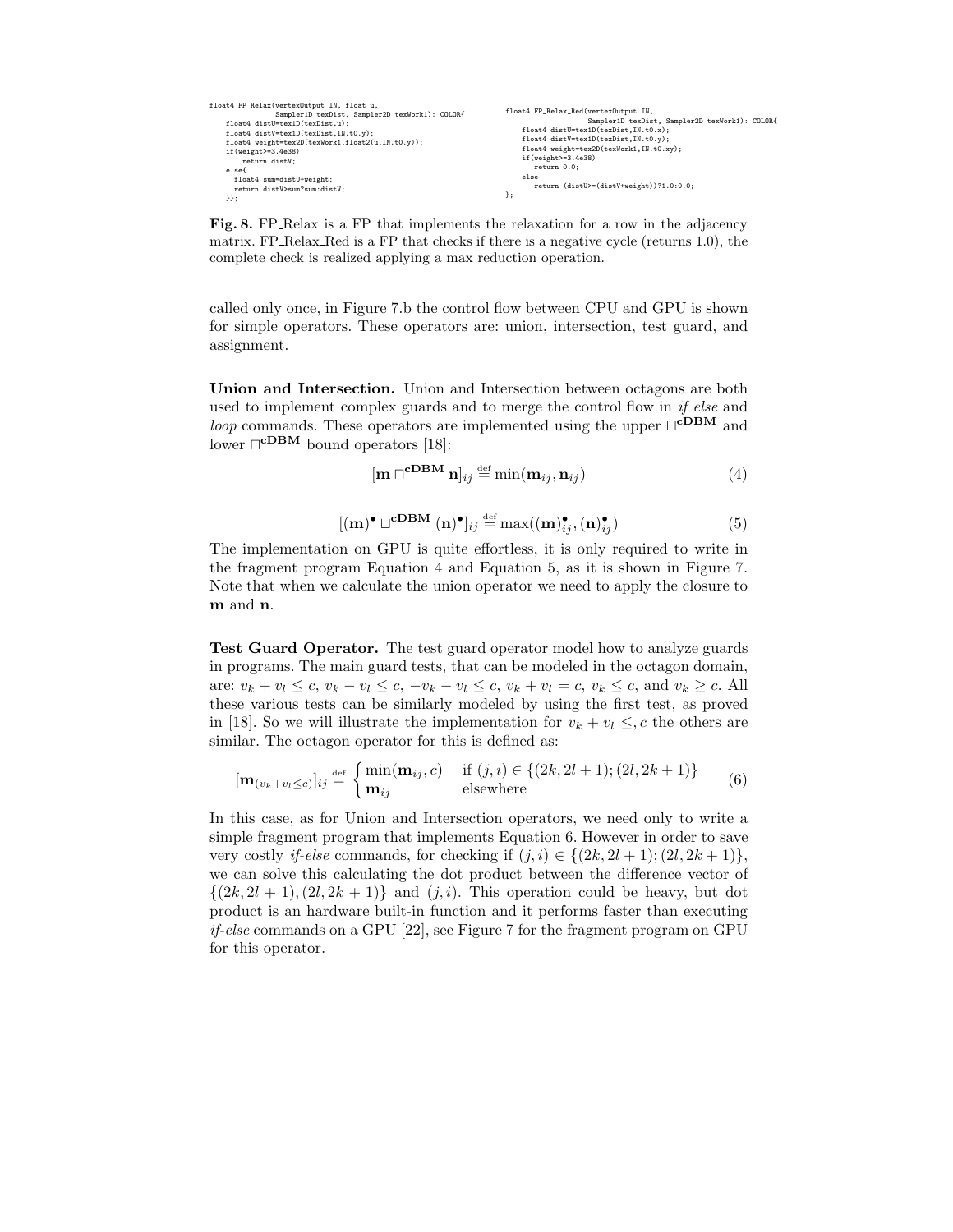```
float4 FP_Relax(vertexOutput IN, float u,
              Sampler1D texDist, Sampler2D texWork1): COLOR{
    float4 distU=tex1D(texDist,u);
    float4 distV=tex1D(texDist,IN.t0.y);
    float4 weight=tex2D(texWork1,float2(u,IN.t0.y));
    if(weight>=3.4e38)
        return distV;
    else{
      float4 sum=distU+weight;
      return distV>sum?sum:distV;
    }};
```

```
float4 FP_Relax_Red(vertexOutput IN,
                  Sampler1D texDist, Sampler2D texWork1): COLOR{
    float4 distU=tex1D(texDist,IN.t0.x);
    float4 distV=tex1D(texDist,IN.t0.y);
    float4 weight=tex2D(texWork1,IN.t0.xy);
    if(weight>=3.4e38)
       return 0.0;
    else
       return (distU>=(distV+weight))?1.0:0.0;
};
```

**Fig. 8.** FP_Relax is a FP that implements the relaxation for a row in the adjacency matrix. FP_Relax_Red is a FP that checks if there is a negative cycle (returns 1.0), the complete check is realized applying a max reduction operation.

called only once, in Figure 7.b the control flow between CPU and GPU is shown for simple operators. These operators are: union, intersection, test guard, and assignment.

**Union and Intersection.** Union and Intersection between octagons are both used to implement complex guards and to merge the control flow in *if else* and *loop* commands. These operators are implemented using the upper $\sqcup^{\mathbf{cDBM}}$ and lower $\sqcap^{\mathbf{cDBM}}$ bound operators [18]:

$$[\mathbf{m} \sqcap^{\mathbf{cDBM}} \mathbf{n}]_{ij} \stackrel{\text{def}}{=} \min(\mathbf{m}_{ij}, \mathbf{n}_{ij}) \tag{4}$$

$$[(\mathbf{m})^\bullet \sqcup^{\mathbf{cDBM}} (\mathbf{n})^\bullet]_{ij} \stackrel{\text{def}}{=} \max((\mathbf{m})^\bullet_{ij}, (\mathbf{n})^\bullet_{ij}) \tag{5}$$

The implementation on GPU is quite effortless, it is only required to write in the fragment program Equation 4 and Equation 5, as it is shown in Figure 7. Note that when we calculate the union operator we need to apply the closure to **m** and **n**.

**Test Guard Operator.** The test guard operator model how to analyze guards in programs. The main guard tests, that can be modeled in the octagon domain, are: $v_k + v_l \leq c$, $v_k - v_l \leq c$, $-v_k - v_l \leq c$, $v_k + v_l = c$, $v_k \leq c$, and $v_k \geq c$. All these various tests can be similarly modeled by using the first test, as proved in [18]. So we will illustrate the implementation for $v_k + v_l \leq, c$ the others are similar. The octagon operator for this is defined as:

$$[\mathbf{m}_{(v_k+v_l \leq c)}]_{ij} \stackrel{\text{def}}{=} \begin{cases} \min(\mathbf{m}_{ij}, c) & \text{if } (j,i) \in \{(2k, 2l+1); (2l, 2k+1)\} \\ \mathbf{m}_{ij} & \text{elsewhere} \end{cases} \tag{6}$$

In this case, as for Union and Intersection operators, we need only to write a simple fragment program that implements Equation 6. However in order to save very costly *if-else* commands, for checking if $(j,i) \in \{(2k, 2l+1); (2l, 2k+1)\}$, we can solve this calculating the dot product between the difference vector of $\{(2k, 2l+1), (2l, 2k+1)\}$ and $(j,i)$. This operation could be heavy, but dot product is an hardware built-in function and it performs faster than executing *if-else* commands on a GPU [22], see Figure 7 for the fragment program on GPU for this operator.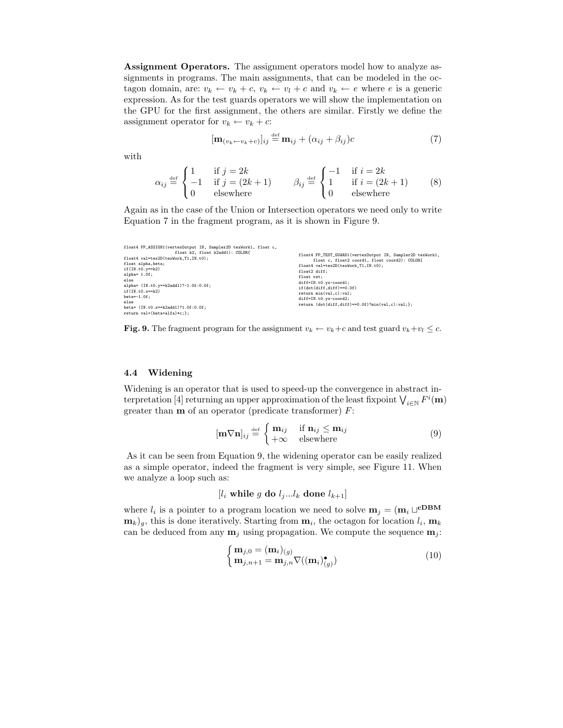**Assignment Operators.** The assignment operators model how to analyze assignments in programs. The main assignments, that can be modeled in the octagon domain, are: $v_k \leftarrow v_k + c$, $v_k \leftarrow v_l + c$ and $v_k \leftarrow e$ where $e$ is a generic expression. As for the test guards operators we will show the implementation on the GPU for the first assignment, the others are similar. Firstly we define the assignment operator for $v_k \leftarrow v_k + c$:

$$[\mathbf{m}_{(v_k \leftarrow v_k + c)}]_{ij} \stackrel{\text{def}}{=} \mathbf{m}_{ij} + (\alpha_{ij} + \beta_{ij})c \tag{7}$$

with

$$\alpha_{ij} \stackrel{\text{def}}{=} \begin{cases} 1 & \text{if } j = 2k \\ -1 & \text{if } j = (2k+1) \\ 0 & \text{elsewhere} \end{cases} \qquad \beta_{ij} \stackrel{\text{def}}{=} \begin{cases} -1 & \text{if } i = 2k \\ 1 & \text{if } i = (2k+1) \\ 0 & \text{elsewhere} \end{cases} \tag{8}$$

Again as in the case of the Union or Intersection operators we need only to write Equation 7 in the fragment program, as it is shown in Figure 9.

```
float4 FP_ASSIGN1(vertexOutput IN, Sampler2D texWork1, float c,
                 float k2, float k2add1): COLOR{
float4 val=tex2D(texWork_T1,IN.t0);
float alpha,beta;
if(IN.t0.y==k2)
alpha= 1.0f;
else
alpha= (IN.t0.y==k2add1)?-1.0f:0.0f;
if(IN.t0.x==k2)
beta=-1.0f;
else
beta= (IN.t0.x==k2add1)?1.0f:0.0f;
return val+(beta+alfa)*c;};
```

```
float4 FP_TEST_GUARD1(vertexOutput IN, Sampler2D texWork1,
       float c, float2 coord1, float coord2): COLOR{
float4 val=tex2D(texWork_T1,IN.t0);
float2 diff;
float ret;
diff=IN.t0.yx-coord1;
if(dot(diff,diff)==0.0f)
return min(val,c):val;
diff=IN.t0.yx-coord2;
return (dot(diff,diff)==0.0f)?min(val,c):val;};
```

**Fig. 9.** The fragment program for the assignment $v_k \leftarrow v_k + c$ and test guard $v_k + v_l \leq c$.

### 4.4 Widening

Widening is an operator that is used to speed-up the convergence in abstract interpretation [4] returning an upper approximation of the least fixpoint $\bigvee_{i \in \mathbb{N}} F^i(\mathbf{m})$ greater than $\mathbf{m}$ of an operator (predicate transformer) $F$:

$$[\mathbf{m} \nabla \mathbf{n}]_{ij} \stackrel{\text{def}}{=} \begin{cases} \mathbf{m}_{ij} & \text{if } \mathbf{n}_{ij} \leq \mathbf{m}_{ij} \\ +\infty & \text{elsewhere} \end{cases} \tag{9}$$

As it can be seen from Equation 9, the widening operator can be easily realized as a simple operator, indeed the fragment is very simple, see Figure 11. When we analyze a loop such as:

$$[l_i \ \textbf{while} \ g \ \textbf{do} \ l_j ... l_k \ \textbf{done} \ l_{k+1}]$$

where $l_i$ is a pointer to a program location we need to solve $\mathbf{m}_j = (\mathbf{m}_i \sqcup^{\mathbf{cDBM}} \mathbf{m}_k)_g$, this is done iteratively. Starting from $\mathbf{m}_i$, the octagon for location $l_i$, $\mathbf{m}_k$ can be deduced from any $\mathbf{m}_j$ using propagation. We compute the sequence $\mathbf{m}_j$:

$$\begin{cases} \mathbf{m}_{j,0} = (\mathbf{m}_i)_{(g)} \\ \mathbf{m}_{j,n+1} = \mathbf{m}_{j,n} \nabla ((\mathbf{m}_i)^{\bullet}_{(g)}) \end{cases} \tag{10}$$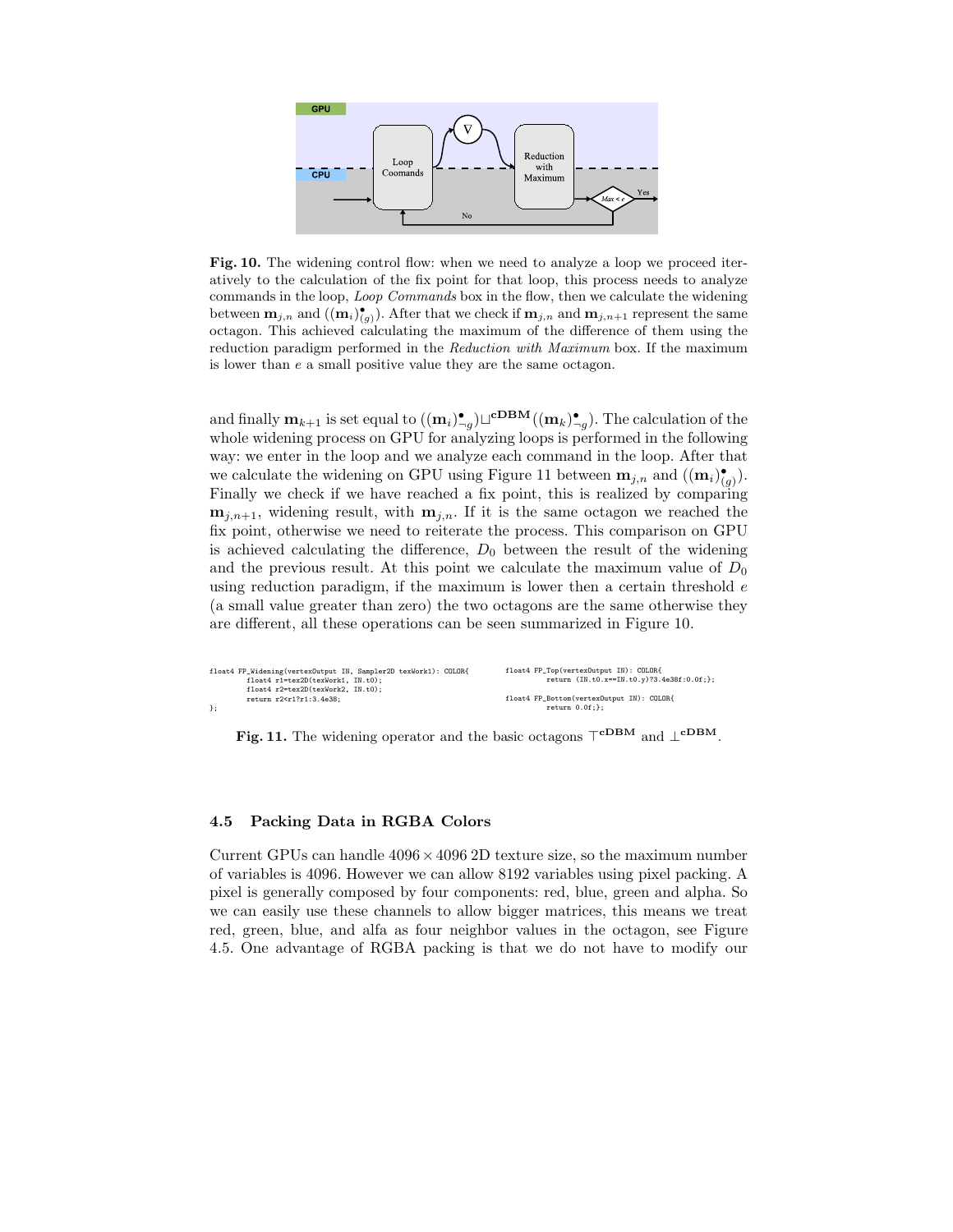**Fig. 10.** The widening control flow: when we need to analyze a loop we proceed iteratively to the calculation of the fix point for that loop, this process needs to analyze commands in the loop, *Loop Commands* box in the flow, then we calculate the widening between $\mathbf{m}_{j,n}$ and $((\mathbf{m}_i)^{\bullet}_{(g)})$. After that we check if $\mathbf{m}_{j,n}$ and $\mathbf{m}_{j,n+1}$ represent the same octagon. This achieved calculating the maximum of the difference of them using the reduction paradigm performed in the *Reduction with Maximum* box. If the maximum is lower than $e$ a small positive value they are the same octagon.

and finally $\mathbf{m}_{k+1}$ is set equal to $((\mathbf{m}_i)^{\bullet}_{\neg g}) \sqcup^{\mathbf{cDBM}} ((\mathbf{m}_k)^{\bullet}_{\neg g})$. The calculation of the whole widening process on GPU for analyzing loops is performed in the following way: we enter in the loop and we analyze each command in the loop. After that we calculate the widening on GPU using Figure 11 between $\mathbf{m}_{j,n}$ and $((\mathbf{m}_i)^{\bullet}_{(g)})$. Finally we check if we have reached a fix point, this is realized by comparing $\mathbf{m}_{j,n+1}$, widening result, with $\mathbf{m}_{j,n}$. If it is the same octagon we reached the fix point, otherwise we need to reiterate the process. This comparison on GPU is achieved calculating the difference, $D_0$ between the result of the widening and the previous result. At this point we calculate the maximum value of $D_0$ using reduction paradigm, if the maximum is lower then a certain threshold $e$ (a small value greater than zero) the two octagons are the same otherwise they are different, all these operations can be seen summarized in Figure 10.

```
float4 FP_Widening(vertexOutput IN, Sampler2D texWork1): COLOR{
        float4 r1=tex2D(texWork1, IN.t0);
        float4 r2=tex2D(texWork2, IN.t0);
        return r2<r1?r1:3.4e38;
};
```

```
float4 FP_Top(vertexOutput IN): COLOR{
        return (IN.t0.x==IN.t0.y)?3.4e38f:0.0f;};

float4 FP_Bottom(vertexOutput IN): COLOR{
        return 0.0f;};
```

**Fig. 11.** The widening operator and the basic octagons $\top^{\mathbf{cDBM}}$ and $\perp^{\mathbf{cDBM}}$.

### 4.5 Packing Data in RGBA Colors

Current GPUs can handle $4096 \times 4096$ 2D texture size, so the maximum number of variables is 4096. However we can allow 8192 variables using pixel packing. A pixel is generally composed by four components: red, blue, green and alpha. So we can easily use these channels to allow bigger matrices, this means we treat red, green, blue, and alfa as four neighbor values in the octagon, see Figure 4.5. One advantage of RGBA packing is that we do not have to modify our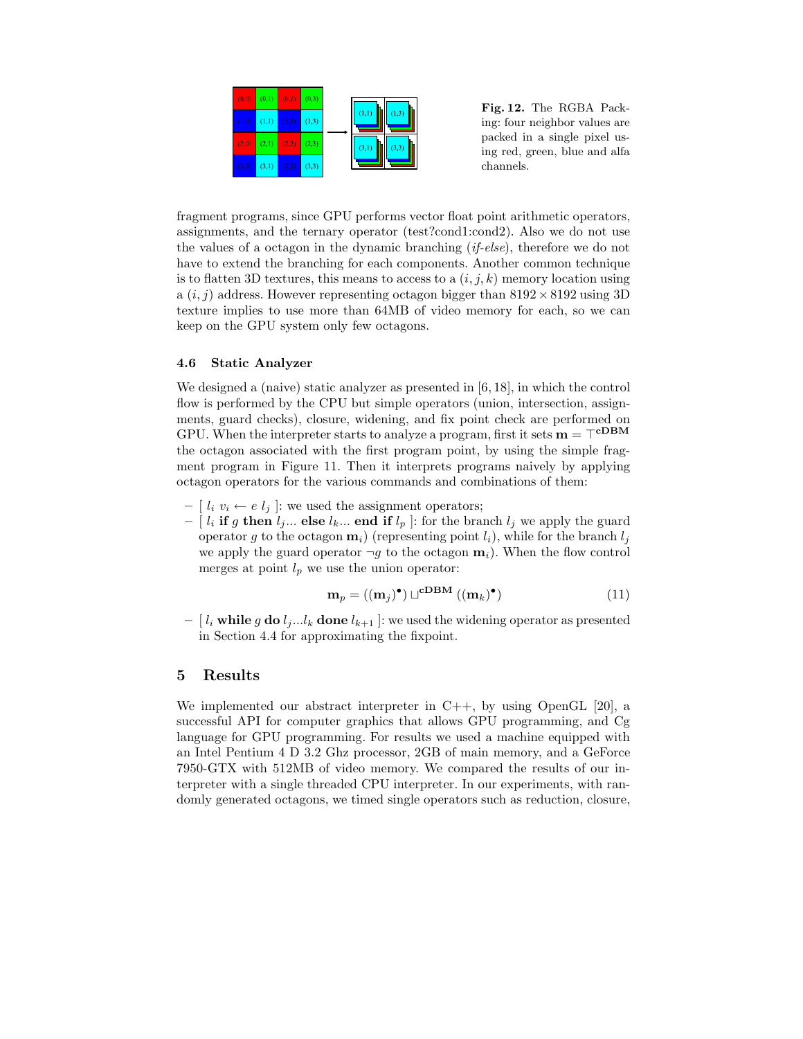Fig. 12. The RGBA Packing: four neighbor values are packed in a single pixel using red, green, blue and alfa channels.

fragment programs, since GPU performs vector float point arithmetic operators, assignments, and the ternary operator (test?cond1:cond2). Also we do not use the values of a octagon in the dynamic branching (*if-else*), therefore we do not have to extend the branching for each components. Another common technique is to flatten 3D textures, this means to access to a $(i, j, k)$ memory location using a $(i, j)$ address. However representing octagon bigger than $8192 \times 8192$ using 3D texture implies to use more than 64MB of video memory for each, so we can keep on the GPU system only few octagons.

### 4.6 Static Analyzer

We designed a (naive) static analyzer as presented in [6, 18], in which the control flow is performed by the CPU but simple operators (union, intersection, assignments, guard checks), closure, widening, and fix point check are performed on GPU. When the interpreter starts to analyze a program, first it sets $\mathbf{m} = \top^{\mathbf{cDBM}}$ the octagon associated with the first program point, by using the simple fragment program in Figure 11. Then it interprets programs naively by applying octagon operators for the various commands and combinations of them:

- [ $l_i$ $v_i \leftarrow e$ $l_j$ ]: we used the assignment operators;
- [ $l_i$ **if** $g$ **then** $l_j$... **else** $l_k$... **end if** $l_p$ ]: for the branch $l_j$ we apply the guard operator $g$ to the octagon $\mathbf{m}_i$) (representing point $l_i$), while for the branch $l_j$ we apply the guard operator $\neg g$ to the octagon $\mathbf{m}_i$). When the flow control merges at point $l_p$ we use the union operator:

$$\mathbf{m}_p = ((\mathbf{m}_j)^{\bullet}) \sqcup^{\mathbf{cDBM}} ((\mathbf{m}_k)^{\bullet}) \tag{11}$$

- [ $l_i$ **while** $g$ **do** $l_j$...$l_k$ **done** $l_{k+1}$ ]: we used the widening operator as presented in Section 4.4 for approximating the fixpoint.

## 5 Results

We implemented our abstract interpreter in C++, by using OpenGL [20], a successful API for computer graphics that allows GPU programming, and Cg language for GPU programming. For results we used a machine equipped with an Intel Pentium 4 D 3.2 Ghz processor, 2GB of main memory, and a GeForce 7950-GTX with 512MB of video memory. We compared the results of our interpreter with a single threaded CPU interpreter. In our experiments, with randomly generated octagons, we timed single operators such as reduction, closure,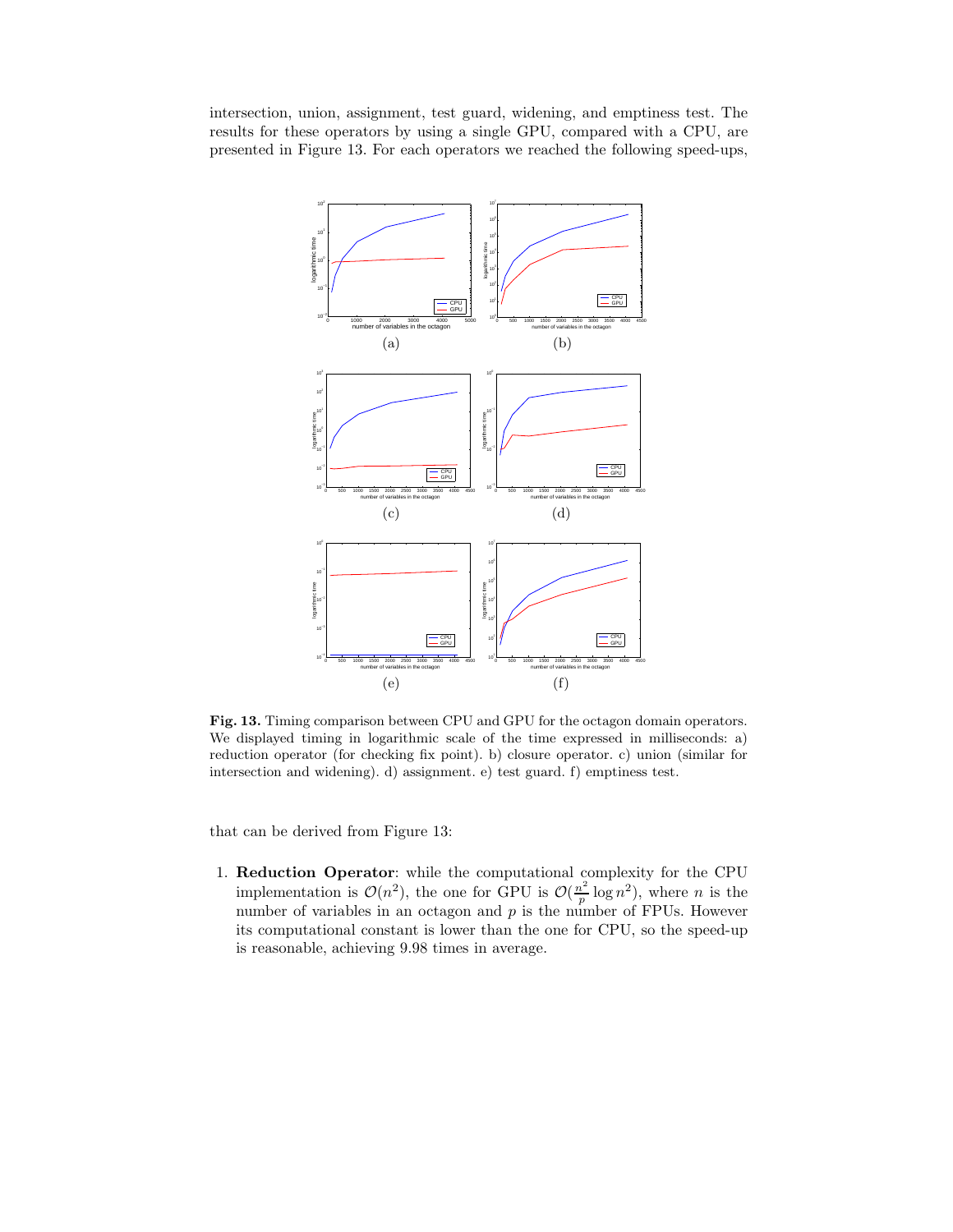intersection, union, assignment, test guard, widening, and emptiness test. The results for these operators by using a single GPU, compared with a CPU, are presented in Figure 13. For each operators we reached the following speed-ups,

**Fig. 13.** Timing comparison between CPU and GPU for the octagon domain operators. We displayed timing in logarithmic scale of the time expressed in milliseconds: a) reduction operator (for checking fix point). b) closure operator. c) union (similar for intersection and widening). d) assignment. e) test guard. f) emptiness test.

that can be derived from Figure 13:

1. **Reduction Operator**: while the computational complexity for the CPU implementation is $\mathcal{O}(n^2)$, the one for GPU is $\mathcal{O}(\frac{n^2}{p}\log n^2)$, where $n$ is the number of variables in an octagon and $p$ is the number of FPUs. However its computational constant is lower than the one for CPU, so the speed-up is reasonable, achieving 9.98 times in average.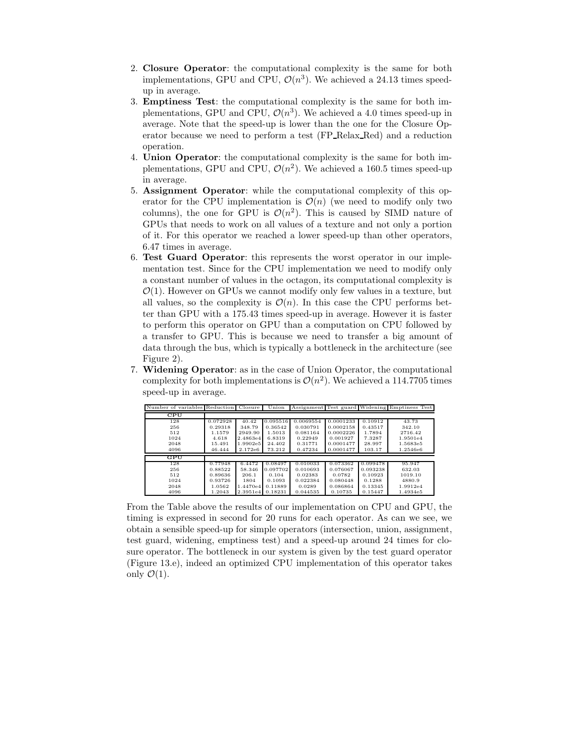2. **Closure Operator**: the computational complexity is the same for both implementations, GPU and CPU, $\mathcal{O}(n^3)$. We achieved a 24.13 times speed-up in average.
3. **Emptiness Test**: the computational complexity is the same for both implementations, GPU and CPU, $\mathcal{O}(n^3)$. We achieved a 4.0 times speed-up in average. Note that the speed-up is lower than the one for the Closure Operator because we need to perform a test (FP_Relax_Red) and a reduction operation.
4. **Union Operator**: the computational complexity is the same for both implementations, GPU and CPU, $\mathcal{O}(n^2)$. We achieved a 160.5 times speed-up in average.
5. **Assignment Operator**: while the computational complexity of this operator for the CPU implementation is $\mathcal{O}(n)$ (we need to modify only two columns), the one for GPU is $\mathcal{O}(n^2)$. This is caused by SIMD nature of GPUs that needs to work on all values of a texture and not only a portion of it. For this operator we reached a lower speed-up than other operators, 6.47 times in average.
6. **Test Guard Operator**: this represents the worst operator in our implementation test. Since for the CPU implementation we need to modify only a constant number of values in the octagon, its computational complexity is $\mathcal{O}(1)$. However on GPUs we cannot modify only few values in a texture, but all values, so the complexity is $\mathcal{O}(n)$. In this case the CPU performs better than GPU with a 175.43 times speed-up in average. However it is faster to perform this operator on GPU than a computation on CPU followed by a transfer to GPU. This is because we need to transfer a big amount of data through the bus, which is typically a bottleneck in the architecture (see Figure 2).
7. **Widening Operator**: as in the case of Union Operator, the computational complexity for both implementations is $\mathcal{O}(n^2)$. We achieved a 114.7705 times speed-up in average.

| Number of variables | Reduction | Closure | Union | Assignment | Test guard | Widening | Emptiness Test |
|---|---|---|---|---|---|---|---|
| **CPU** | | | | | | | |
| 128 | 0.072928 | 40.42 | 0.095516 | 0.0069554 | 0.0001233 | 0.10912 | 43.73 |
| 256 | 0.29318 | 348.79 | 0.36542 | 0.030791 | 0.0002158 | 0.43517 | 342.10 |
| 512 | 1.1579 | 2949.90 | 1.5013 | 0.081164 | 0.0002226 | 1.7894 | 2716.42 |
| 1024 | 4.618 | 2.4863e4 | 6.8319 | 0.22949 | 0.001927 | 7.3287 | 1.9501e4 |
| 2048 | 15.491 | 1.9902e5 | 24.402 | 0.31771 | 0.0001477 | 28.997 | 1.5683e5 |
| 4096 | 46.444 | 2.172e6 | 73.212 | 0.47234 | 0.0001477 | 103.17 | 1.2546e6 |
| **GPU** | | | | | | | |
| 128 | 0.77948 | 6.4472 | 0.08497 | 0.010033 | 0.073362 | 0.099478 | 95.947 |
| 256 | 0.88522 | 58.346 | 0.097702 | 0.010693 | 0.076067 | 0.093238 | 632.03 |
| 512 | 0.89636 | 206.1 | 0.104 | 0.02383 | 0.0782 | 0.10923 | 1019.10 |
| 1024 | 0.93726 | 1804 | 0.1093 | 0.022384 | 0.080448 | 0.1288 | 4880.9 |
| 2048 | 1.0562 | 1.4470e4 | 0.11889 | 0.0289 | 0.086864 | 0.13345 | 1.9912e4 |
| 4096 | 1.2043 | 2.3951e4 | 0.18231 | 0.044535 | 0.10735 | 0.15447 | 1.4934e5 |

From the Table above the results of our implementation on CPU and GPU, the timing is expressed in second for 20 runs for each operator. As can we see, we obtain a sensible speed-up for simple operators (intersection, union, assignment, test guard, widening, emptiness test) and a speed-up around 24 times for closure operator. The bottleneck in our system is given by the test guard operator (Figure 13.e), indeed an optimized CPU implementation of this operator takes only $\mathcal{O}(1)$.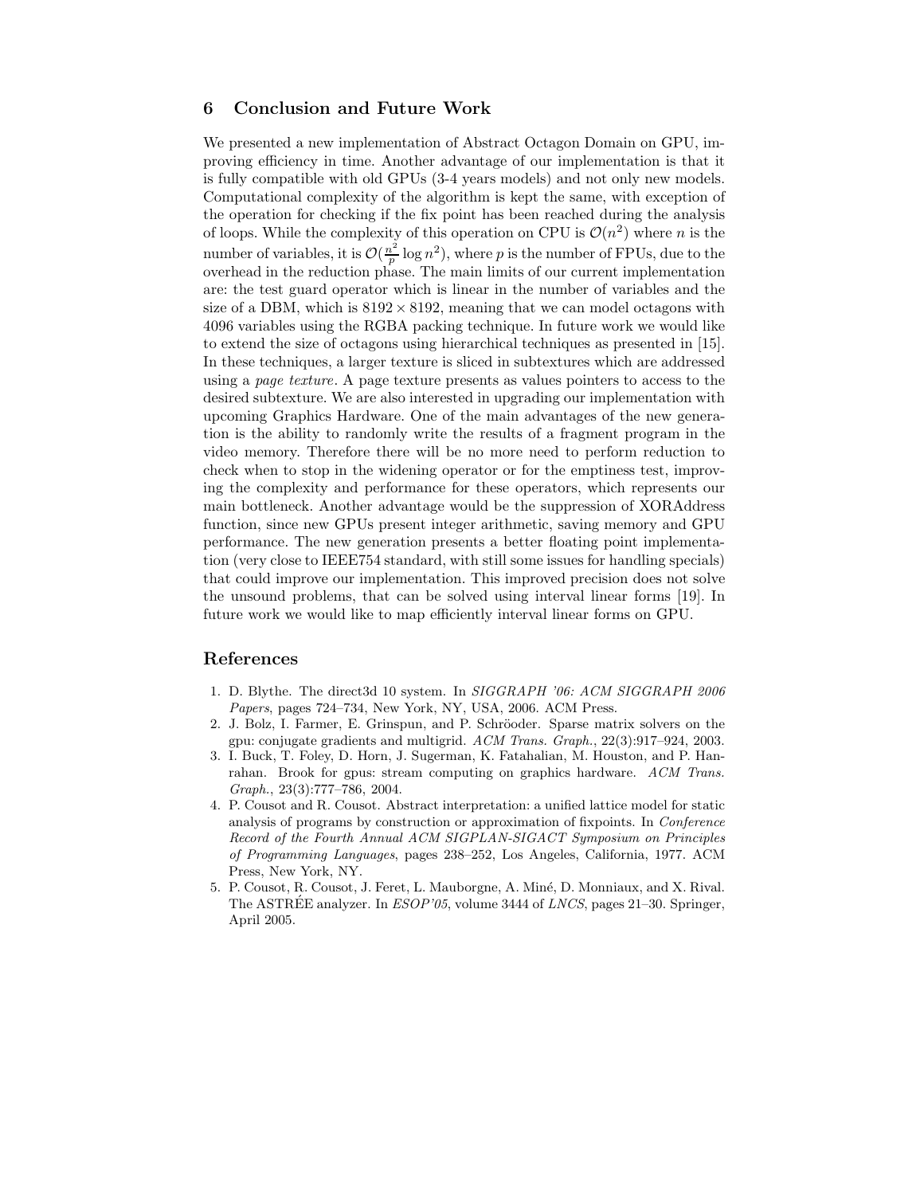## 6 Conclusion and Future Work

We presented a new implementation of Abstract Octagon Domain on GPU, improving efficiency in time. Another advantage of our implementation is that it is fully compatible with old GPUs (3-4 years models) and not only new models. Computational complexity of the algorithm is kept the same, with exception of the operation for checking if the fix point has been reached during the analysis of loops. While the complexity of this operation on CPU is $\mathcal{O}(n^2)$ where $n$ is the number of variables, it is $\mathcal{O}(\frac{n^2}{p}\log n^2)$, where $p$ is the number of FPUs, due to the overhead in the reduction phase. The main limits of our current implementation are: the test guard operator which is linear in the number of variables and the size of a DBM, which is $8192 \times 8192$, meaning that we can model octagons with 4096 variables using the RGBA packing technique. In future work we would like to extend the size of octagons using hierarchical techniques as presented in [15]. In these techniques, a larger texture is sliced in subtextures which are addressed using a *page texture*. A page texture presents as values pointers to access to the desired subtexture. We are also interested in upgrading our implementation with upcoming Graphics Hardware. One of the main advantages of the new generation is the ability to randomly write the results of a fragment program in the video memory. Therefore there will be no more need to perform reduction to check when to stop in the widening operator or for the emptiness test, improving the complexity and performance for these operators, which represents our main bottleneck. Another advantage would be the suppression of XORAddress function, since new GPUs present integer arithmetic, saving memory and GPU performance. The new generation presents a better floating point implementation (very close to IEEE754 standard, with still some issues for handling specials) that could improve our implementation. This improved precision does not solve the unsound problems, that can be solved using interval linear forms [19]. In future work we would like to map efficiently interval linear forms on GPU.

## References

1. D. Blythe. The direct3d 10 system. In *SIGGRAPH '06: ACM SIGGRAPH 2006 Papers*, pages 724–734, New York, NY, USA, 2006. ACM Press.
2. J. Bolz, I. Farmer, E. Grinspun, and P. Schröoder. Sparse matrix solvers on the gpu: conjugate gradients and multigrid. *ACM Trans. Graph.*, 22(3):917–924, 2003.
3. I. Buck, T. Foley, D. Horn, J. Sugerman, K. Fatahalian, M. Houston, and P. Hanrahan. Brook for gpus: stream computing on graphics hardware. *ACM Trans. Graph.*, 23(3):777–786, 2004.
4. P. Cousot and R. Cousot. Abstract interpretation: a unified lattice model for static analysis of programs by construction or approximation of fixpoints. In *Conference Record of the Fourth Annual ACM SIGPLAN-SIGACT Symposium on Principles of Programming Languages*, pages 238–252, Los Angeles, California, 1977. ACM Press, New York, NY.
5. P. Cousot, R. Cousot, J. Feret, L. Mauborgne, A. Miné, D. Monniaux, and X. Rival. The ASTRÉE analyzer. In *ESOP'05*, volume 3444 of *LNCS*, pages 21–30. Springer, April 2005.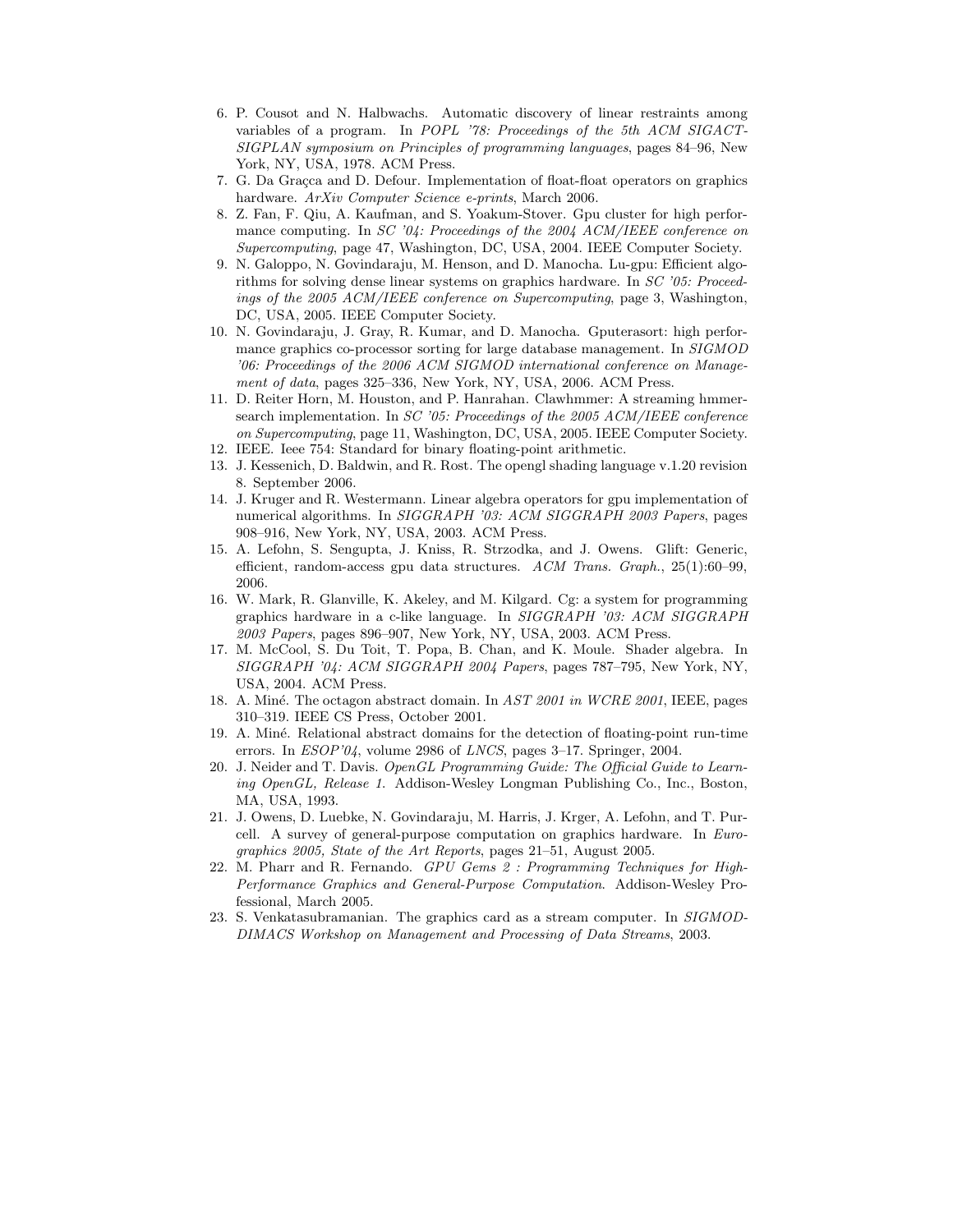6. P. Cousot and N. Halbwachs. Automatic discovery of linear restraints among variables of a program. In *POPL '78: Proceedings of the 5th ACM SIGACT-SIGPLAN symposium on Principles of programming languages*, pages 84–96, New York, NY, USA, 1978. ACM Press.
7. G. Da Graçca and D. Defour. Implementation of float-float operators on graphics hardware. *ArXiv Computer Science e-prints*, March 2006.
8. Z. Fan, F. Qiu, A. Kaufman, and S. Yoakum-Stover. Gpu cluster for high performance computing. In *SC '04: Proceedings of the 2004 ACM/IEEE conference on Supercomputing*, page 47, Washington, DC, USA, 2004. IEEE Computer Society.
9. N. Galoppo, N. Govindaraju, M. Henson, and D. Manocha. Lu-gpu: Efficient algorithms for solving dense linear systems on graphics hardware. In *SC '05: Proceedings of the 2005 ACM/IEEE conference on Supercomputing*, page 3, Washington, DC, USA, 2005. IEEE Computer Society.
10. N. Govindaraju, J. Gray, R. Kumar, and D. Manocha. Gputerasort: high performance graphics co-processor sorting for large database management. In *SIGMOD '06: Proceedings of the 2006 ACM SIGMOD international conference on Management of data*, pages 325–336, New York, NY, USA, 2006. ACM Press.
11. D. Reiter Horn, M. Houston, and P. Hanrahan. Clawhmmer: A streaming hmmersearch implementation. In *SC '05: Proceedings of the 2005 ACM/IEEE conference on Supercomputing*, page 11, Washington, DC, USA, 2005. IEEE Computer Society.
12. IEEE. Ieee 754: Standard for binary floating-point arithmetic.
13. J. Kessenich, D. Baldwin, and R. Rost. The opengl shading language v.1.20 revision 8. September 2006.
14. J. Kruger and R. Westermann. Linear algebra operators for gpu implementation of numerical algorithms. In *SIGGRAPH '03: ACM SIGGRAPH 2003 Papers*, pages 908–916, New York, NY, USA, 2003. ACM Press.
15. A. Lefohn, S. Sengupta, J. Kniss, R. Strzodka, and J. Owens. Glift: Generic, efficient, random-access gpu data structures. *ACM Trans. Graph.*, 25(1):60–99, 2006.
16. W. Mark, R. Glanville, K. Akeley, and M. Kilgard. Cg: a system for programming graphics hardware in a c-like language. In *SIGGRAPH '03: ACM SIGGRAPH 2003 Papers*, pages 896–907, New York, NY, USA, 2003. ACM Press.
17. M. McCool, S. Du Toit, T. Popa, B. Chan, and K. Moule. Shader algebra. In *SIGGRAPH '04: ACM SIGGRAPH 2004 Papers*, pages 787–795, New York, NY, USA, 2004. ACM Press.
18. A. Miné. The octagon abstract domain. In *AST 2001 in WCRE 2001*, IEEE, pages 310–319. IEEE CS Press, October 2001.
19. A. Miné. Relational abstract domains for the detection of floating-point run-time errors. In *ESOP'04*, volume 2986 of *LNCS*, pages 3–17. Springer, 2004.
20. J. Neider and T. Davis. *OpenGL Programming Guide: The Official Guide to Learning OpenGL, Release 1*. Addison-Wesley Longman Publishing Co., Inc., Boston, MA, USA, 1993.
21. J. Owens, D. Luebke, N. Govindaraju, M. Harris, J. Krger, A. Lefohn, and T. Purcell. A survey of general-purpose computation on graphics hardware. In *Eurographics 2005, State of the Art Reports*, pages 21–51, August 2005.
22. M. Pharr and R. Fernando. *GPU Gems 2 : Programming Techniques for High-Performance Graphics and General-Purpose Computation*. Addison-Wesley Professional, March 2005.
23. S. Venkatasubramanian. The graphics card as a stream computer. In *SIGMOD-DIMACS Workshop on Management and Processing of Data Streams*, 2003.